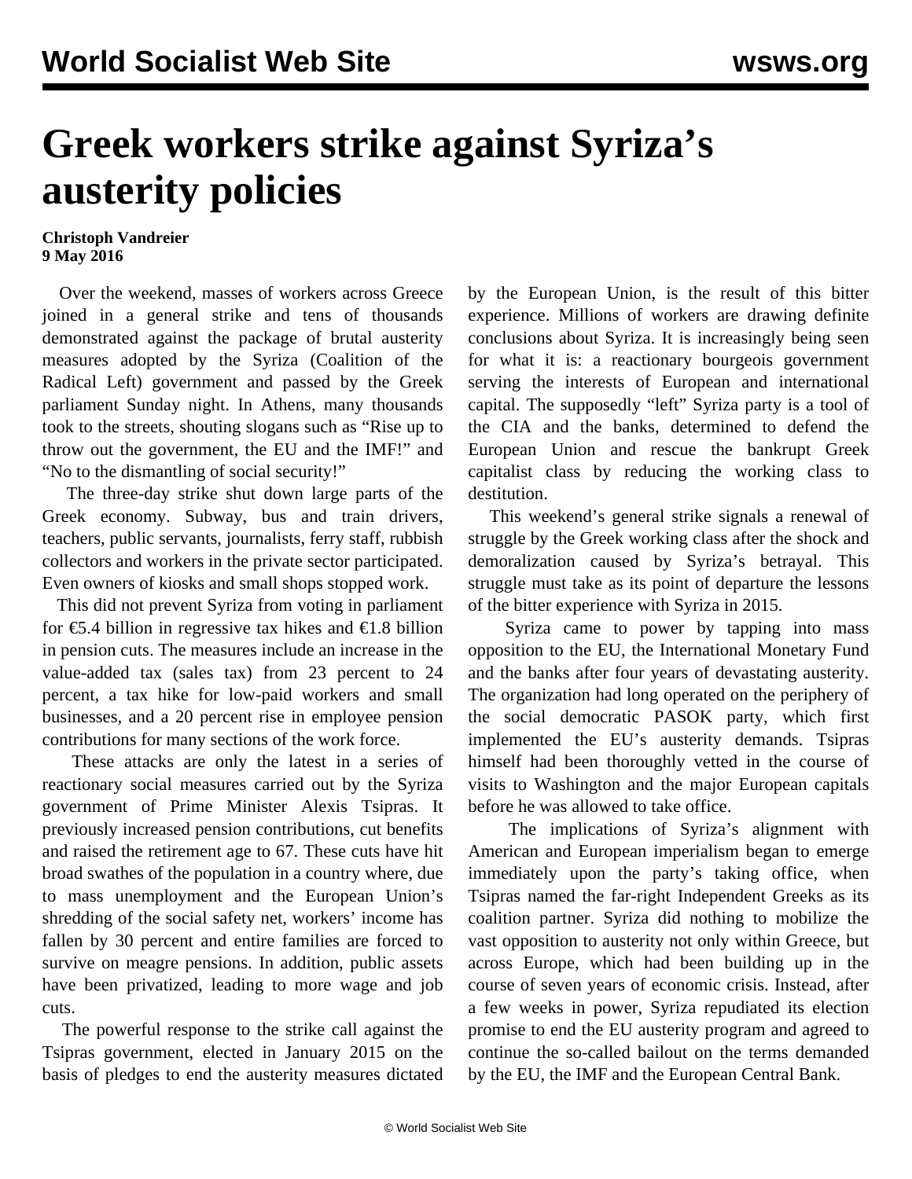# Greek workers strike against Syriza's austerity policies

**Christoph Vandreier**
**9 May 2016**

Over the weekend, masses of workers across Greece joined in a general strike and tens of thousands demonstrated against the package of brutal austerity measures adopted by the Syriza (Coalition of the Radical Left) government and passed by the Greek parliament Sunday night. In Athens, many thousands took to the streets, shouting slogans such as "Rise up to throw out the government, the EU and the IMF!" and "No to the dismantling of social security!"

The three-day strike shut down large parts of the Greek economy. Subway, bus and train drivers, teachers, public servants, journalists, ferry staff, rubbish collectors and workers in the private sector participated. Even owners of kiosks and small shops stopped work.

This did not prevent Syriza from voting in parliament for €5.4 billion in regressive tax hikes and €1.8 billion in pension cuts. The measures include an increase in the value-added tax (sales tax) from 23 percent to 24 percent, a tax hike for low-paid workers and small businesses, and a 20 percent rise in employee pension contributions for many sections of the work force.

These attacks are only the latest in a series of reactionary social measures carried out by the Syriza government of Prime Minister Alexis Tsipras. It previously increased pension contributions, cut benefits and raised the retirement age to 67. These cuts have hit broad swathes of the population in a country where, due to mass unemployment and the European Union's shredding of the social safety net, workers' income has fallen by 30 percent and entire families are forced to survive on meagre pensions. In addition, public assets have been privatized, leading to more wage and job cuts.

The powerful response to the strike call against the Tsipras government, elected in January 2015 on the basis of pledges to end the austerity measures dictated by the European Union, is the result of this bitter experience. Millions of workers are drawing definite conclusions about Syriza. It is increasingly being seen for what it is: a reactionary bourgeois government serving the interests of European and international capital. The supposedly "left" Syriza party is a tool of the CIA and the banks, determined to defend the European Union and rescue the bankrupt Greek capitalist class by reducing the working class to destitution.

This weekend's general strike signals a renewal of struggle by the Greek working class after the shock and demoralization caused by Syriza's betrayal. This struggle must take as its point of departure the lessons of the bitter experience with Syriza in 2015.

Syriza came to power by tapping into mass opposition to the EU, the International Monetary Fund and the banks after four years of devastating austerity. The organization had long operated on the periphery of the social democratic PASOK party, which first implemented the EU's austerity demands. Tsipras himself had been thoroughly vetted in the course of visits to Washington and the major European capitals before he was allowed to take office.

The implications of Syriza's alignment with American and European imperialism began to emerge immediately upon the party's taking office, when Tsipras named the far-right Independent Greeks as its coalition partner. Syriza did nothing to mobilize the vast opposition to austerity not only within Greece, but across Europe, which had been building up in the course of seven years of economic crisis. Instead, after a few weeks in power, Syriza repudiated its election promise to end the EU austerity program and agreed to continue the so-called bailout on the terms demanded by the EU, the IMF and the European Central Bank.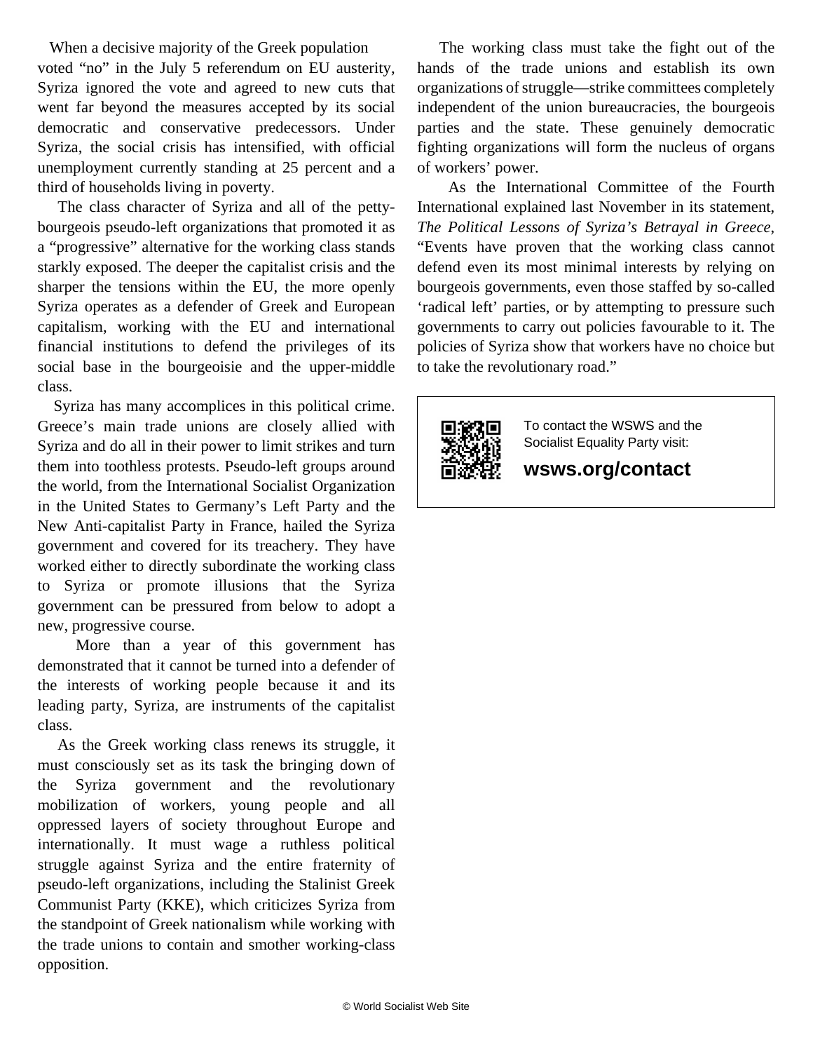When a decisive majority of the Greek population voted “no” in the July 5 referendum on EU austerity, Syriza ignored the vote and agreed to new cuts that went far beyond the measures accepted by its social democratic and conservative predecessors. Under Syriza, the social crisis has intensified, with official unemployment currently standing at 25 percent and a third of households living in poverty.

The class character of Syriza and all of the petty-bourgeois pseudo-left organizations that promoted it as a “progressive” alternative for the working class stands starkly exposed. The deeper the capitalist crisis and the sharper the tensions within the EU, the more openly Syriza operates as a defender of Greek and European capitalism, working with the EU and international financial institutions to defend the privileges of its social base in the bourgeoisie and the upper-middle class.

Syriza has many accomplices in this political crime. Greece’s main trade unions are closely allied with Syriza and do all in their power to limit strikes and turn them into toothless protests. Pseudo-left groups around the world, from the International Socialist Organization in the United States to Germany’s Left Party and the New Anti-capitalist Party in France, hailed the Syriza government and covered for its treachery. They have worked either to directly subordinate the working class to Syriza or promote illusions that the Syriza government can be pressured from below to adopt a new, progressive course.

More than a year of this government has demonstrated that it cannot be turned into a defender of the interests of working people because it and its leading party, Syriza, are instruments of the capitalist class.

As the Greek working class renews its struggle, it must consciously set as its task the bringing down of the Syriza government and the revolutionary mobilization of workers, young people and all oppressed layers of society throughout Europe and internationally. It must wage a ruthless political struggle against Syriza and the entire fraternity of pseudo-left organizations, including the Stalinist Greek Communist Party (KKE), which criticizes Syriza from the standpoint of Greek nationalism while working with the trade unions to contain and smother working-class opposition.

The working class must take the fight out of the hands of the trade unions and establish its own organizations of struggle—strike committees completely independent of the union bureaucracies, the bourgeois parties and the state. These genuinely democratic fighting organizations will form the nucleus of organs of workers’ power.

As the International Committee of the Fourth International explained last November in its statement, *The Political Lessons of Syriza’s Betrayal in Greece*, “Events have proven that the working class cannot defend even its most minimal interests by relying on bourgeois governments, even those staffed by so-called ‘radical left’ parties, or by attempting to pressure such governments to carry out policies favourable to it. The policies of Syriza show that workers have no choice but to take the revolutionary road.”

To contact the WSWS and the Socialist Equality Party visit:

**wsws.org/contact**